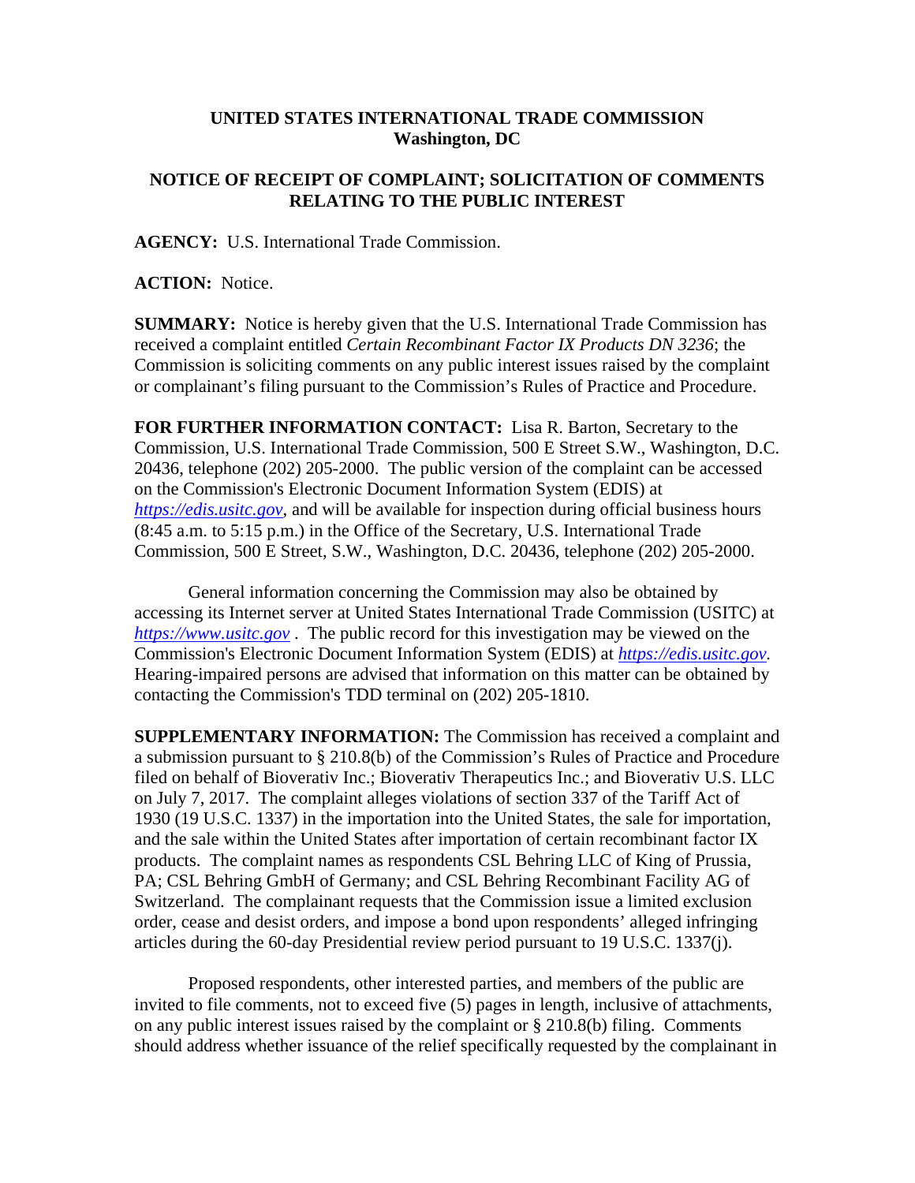**UNITED STATES INTERNATIONAL TRADE COMMISSION**
**Washington, DC**

**NOTICE OF RECEIPT OF COMPLAINT; SOLICITATION OF COMMENTS RELATING TO THE PUBLIC INTEREST**

**AGENCY:** U.S. International Trade Commission.

**ACTION:** Notice.

**SUMMARY:** Notice is hereby given that the U.S. International Trade Commission has received a complaint entitled *Certain Recombinant Factor IX Products DN 3236*; the Commission is soliciting comments on any public interest issues raised by the complaint or complainant's filing pursuant to the Commission's Rules of Practice and Procedure.

**FOR FURTHER INFORMATION CONTACT:** Lisa R. Barton, Secretary to the Commission, U.S. International Trade Commission, 500 E Street S.W., Washington, D.C. 20436, telephone (202) 205-2000. The public version of the complaint can be accessed on the Commission's Electronic Document Information System (EDIS) at *https://edis.usitc.gov*, and will be available for inspection during official business hours (8:45 a.m. to 5:15 p.m.) in the Office of the Secretary, U.S. International Trade Commission, 500 E Street, S.W., Washington, D.C. 20436, telephone (202) 205-2000.

General information concerning the Commission may also be obtained by accessing its Internet server at United States International Trade Commission (USITC) at *https://www.usitc.gov* . The public record for this investigation may be viewed on the Commission's Electronic Document Information System (EDIS) at *https://edis.usitc.gov*. Hearing-impaired persons are advised that information on this matter can be obtained by contacting the Commission's TDD terminal on (202) 205-1810.

**SUPPLEMENTARY INFORMATION:** The Commission has received a complaint and a submission pursuant to § 210.8(b) of the Commission's Rules of Practice and Procedure filed on behalf of Bioverativ Inc.; Bioverativ Therapeutics Inc.; and Bioverativ U.S. LLC on July 7, 2017. The complaint alleges violations of section 337 of the Tariff Act of 1930 (19 U.S.C. 1337) in the importation into the United States, the sale for importation, and the sale within the United States after importation of certain recombinant factor IX products. The complaint names as respondents CSL Behring LLC of King of Prussia, PA; CSL Behring GmbH of Germany; and CSL Behring Recombinant Facility AG of Switzerland. The complainant requests that the Commission issue a limited exclusion order, cease and desist orders, and impose a bond upon respondents' alleged infringing articles during the 60-day Presidential review period pursuant to 19 U.S.C. 1337(j).

Proposed respondents, other interested parties, and members of the public are invited to file comments, not to exceed five (5) pages in length, inclusive of attachments, on any public interest issues raised by the complaint or § 210.8(b) filing. Comments should address whether issuance of the relief specifically requested by the complainant in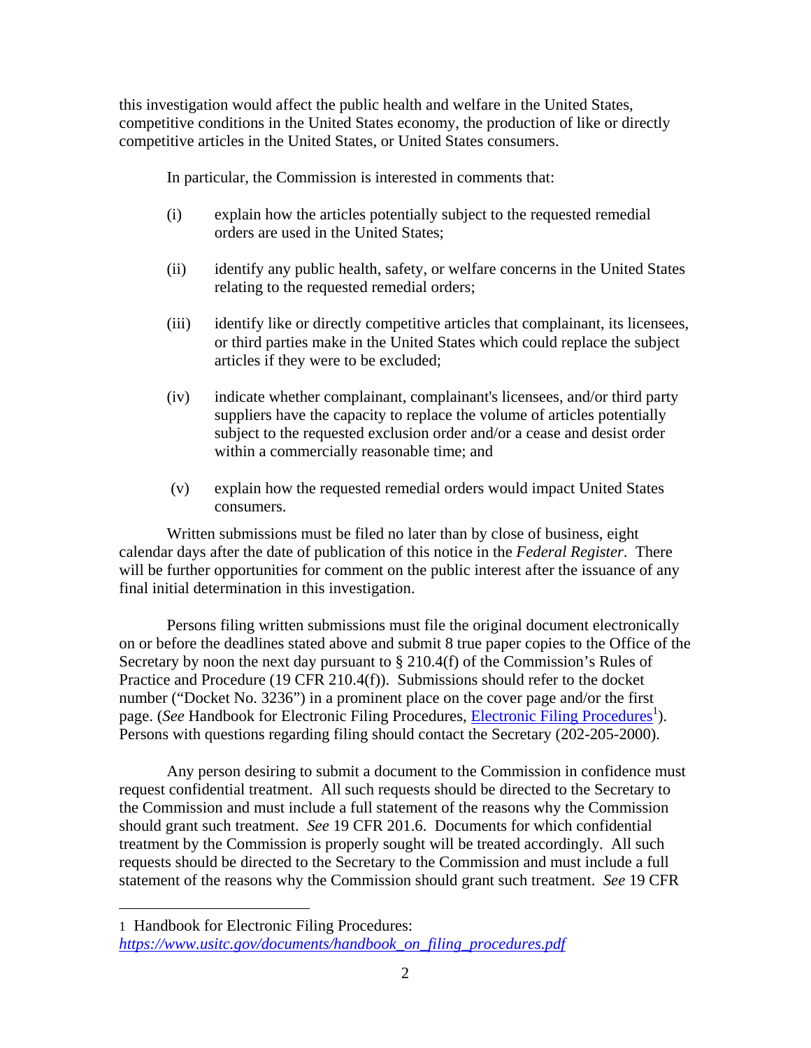this investigation would affect the public health and welfare in the United States, competitive conditions in the United States economy, the production of like or directly competitive articles in the United States, or United States consumers.

In particular, the Commission is interested in comments that:

(i) explain how the articles potentially subject to the requested remedial orders are used in the United States;

(ii) identify any public health, safety, or welfare concerns in the United States relating to the requested remedial orders;

(iii) identify like or directly competitive articles that complainant, its licensees, or third parties make in the United States which could replace the subject articles if they were to be excluded;

(iv) indicate whether complainant, complainant's licensees, and/or third party suppliers have the capacity to replace the volume of articles potentially subject to the requested exclusion order and/or a cease and desist order within a commercially reasonable time; and

(v) explain how the requested remedial orders would impact United States consumers.

Written submissions must be filed no later than by close of business, eight calendar days after the date of publication of this notice in the *Federal Register*. There will be further opportunities for comment on the public interest after the issuance of any final initial determination in this investigation.

Persons filing written submissions must file the original document electronically on or before the deadlines stated above and submit 8 true paper copies to the Office of the Secretary by noon the next day pursuant to § 210.4(f) of the Commission's Rules of Practice and Procedure (19 CFR 210.4(f)). Submissions should refer to the docket number ("Docket No. 3236") in a prominent place on the cover page and/or the first page. (*See* Handbook for Electronic Filing Procedures, Electronic Filing Procedures[1]). Persons with questions regarding filing should contact the Secretary (202-205-2000).

Any person desiring to submit a document to the Commission in confidence must request confidential treatment. All such requests should be directed to the Secretary to the Commission and must include a full statement of the reasons why the Commission should grant such treatment. *See* 19 CFR 201.6. Documents for which confidential treatment by the Commission is properly sought will be treated accordingly. All such requests should be directed to the Secretary to the Commission and must include a full statement of the reasons why the Commission should grant such treatment. *See* 19 CFR

---

1 Handbook for Electronic Filing Procedures: *https://www.usitc.gov/documents/handbook_on_filing_procedures.pdf*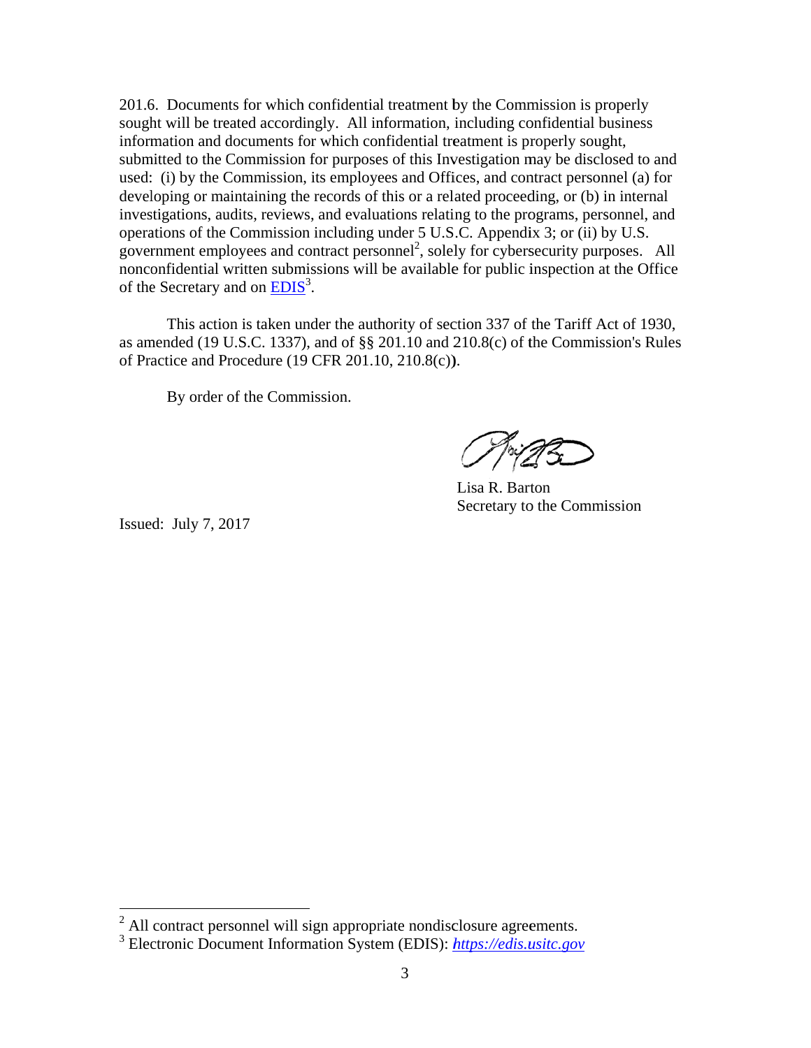201.6. Documents for which confidential treatment by the Commission is properly sought will be treated accordingly. All information, including confidential business information and documents for which confidential treatment is properly sought, submitted to the Commission for purposes of this Investigation may be disclosed to and used: (i) by the Commission, its employees and Offices, and contract personnel (a) for developing or maintaining the records of this or a related proceeding, or (b) in internal investigations, audits, reviews, and evaluations relating to the programs, personnel, and operations of the Commission including under 5 U.S.C. Appendix 3; or (ii) by U.S. government employees and contract personnel[2], solely for cybersecurity purposes. All nonconfidential written submissions will be available for public inspection at the Office of the Secretary and on EDIS[3].

This action is taken under the authority of section 337 of the Tariff Act of 1930, as amended (19 U.S.C. 1337), and of §§ 201.10 and 210.8(c) of the Commission's Rules of Practice and Procedure (19 CFR 201.10, 210.8(c)).

By order of the Commission.

Lisa R. Barton
Secretary to the Commission

Issued: July 7, 2017

---

[2] All contract personnel will sign appropriate nondisclosure agreements.

[3] Electronic Document Information System (EDIS): *https://edis.usitc.gov*